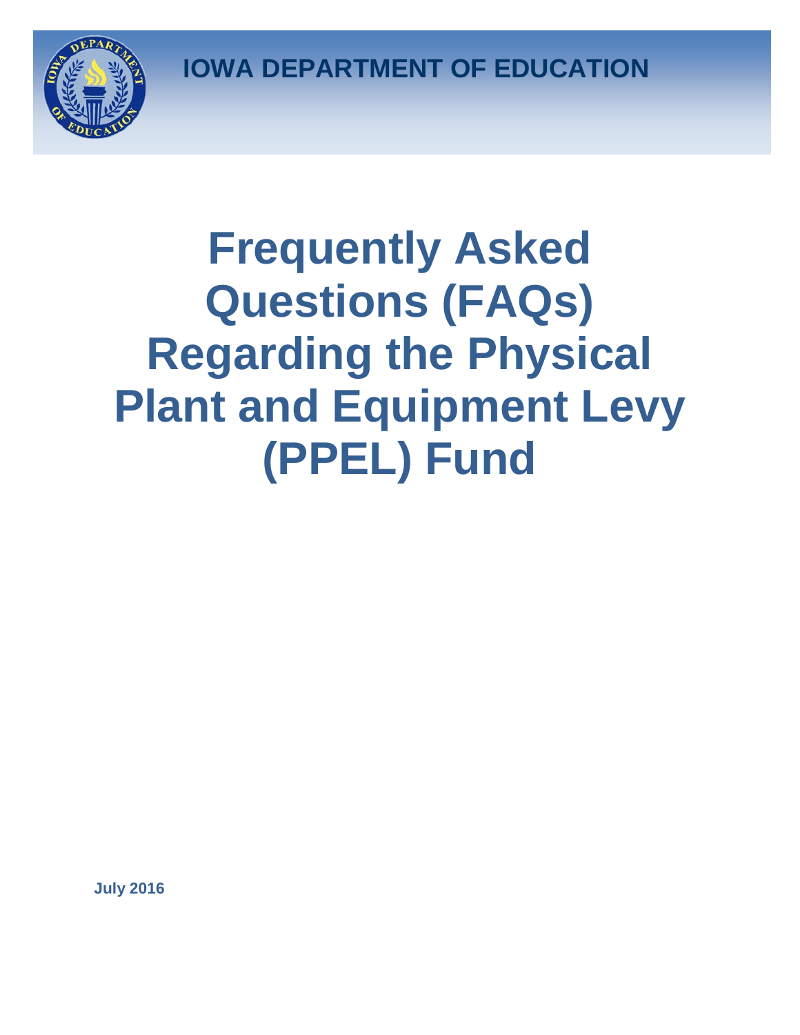IOWA DEPARTMENT OF EDUCATION

# Frequently Asked Questions (FAQs) Regarding the Physical Plant and Equipment Levy (PPEL) Fund

**July 2016**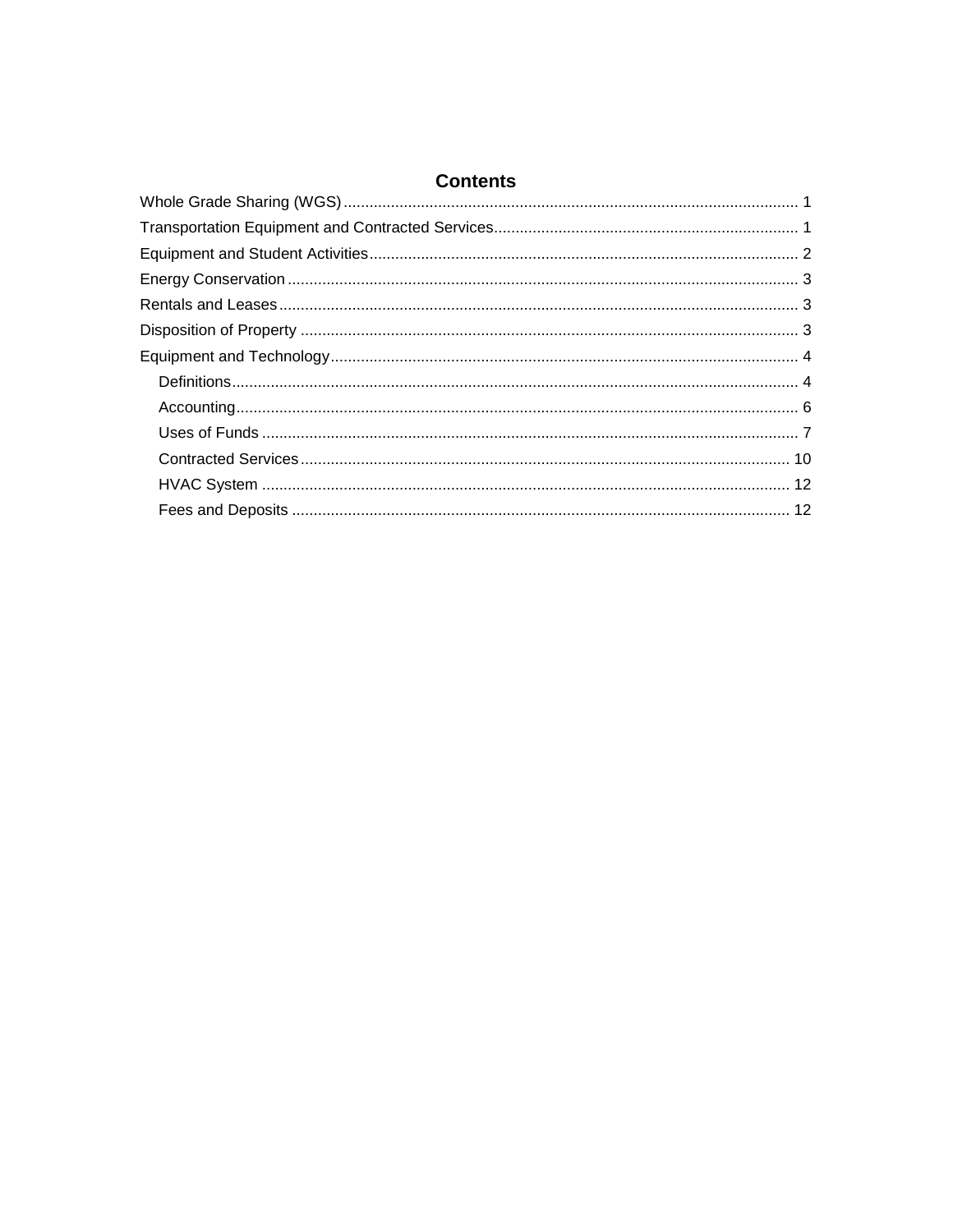# Contents

- Whole Grade Sharing (WGS) .......... 1
- Transportation Equipment and Contracted Services .......... 1
- Equipment and Student Activities .......... 2
- Energy Conservation .......... 3
- Rentals and Leases .......... 3
- Disposition of Property .......... 3
- Equipment and Technology .......... 4
  - Definitions .......... 4
  - Accounting .......... 6
  - Uses of Funds .......... 7
  - Contracted Services .......... 10
  - HVAC System .......... 12
  - Fees and Deposits .......... 12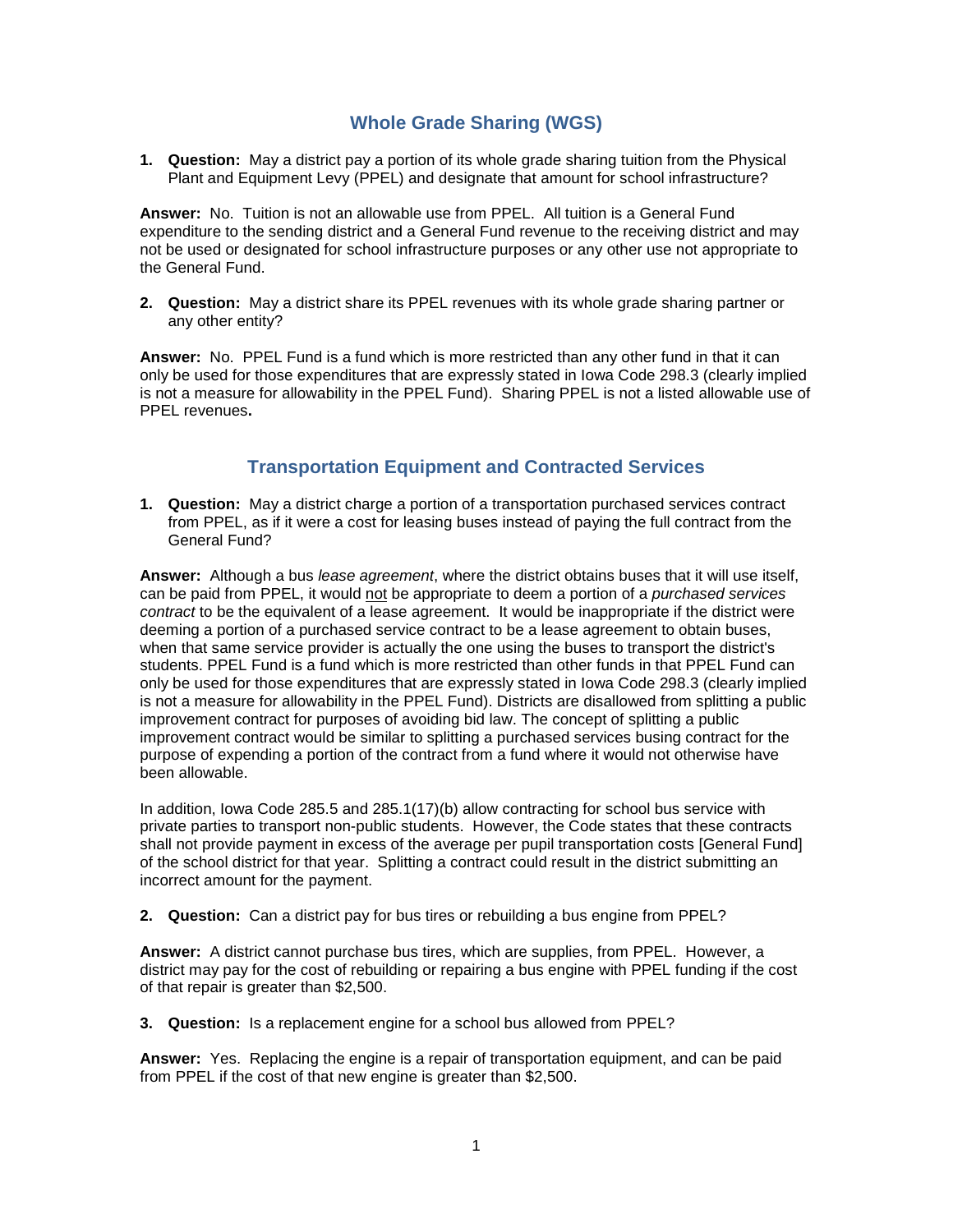## Whole Grade Sharing (WGS)

1. **Question:** May a district pay a portion of its whole grade sharing tuition from the Physical Plant and Equipment Levy (PPEL) and designate that amount for school infrastructure?

**Answer:** No. Tuition is not an allowable use from PPEL. All tuition is a General Fund expenditure to the sending district and a General Fund revenue to the receiving district and may not be used or designated for school infrastructure purposes or any other use not appropriate to the General Fund.

2. **Question:** May a district share its PPEL revenues with its whole grade sharing partner or any other entity?

**Answer:** No. PPEL Fund is a fund which is more restricted than any other fund in that it can only be used for those expenditures that are expressly stated in Iowa Code 298.3 (clearly implied is not a measure for allowability in the PPEL Fund). Sharing PPEL is not a listed allowable use of PPEL revenues**.**

## Transportation Equipment and Contracted Services

1. **Question:** May a district charge a portion of a transportation purchased services contract from PPEL, as if it were a cost for leasing buses instead of paying the full contract from the General Fund?

**Answer:** Although a bus *lease agreement*, where the district obtains buses that it will use itself, can be paid from PPEL, it would not be appropriate to deem a portion of a *purchased services contract* to be the equivalent of a lease agreement. It would be inappropriate if the district were deeming a portion of a purchased service contract to be a lease agreement to obtain buses, when that same service provider is actually the one using the buses to transport the district's students. PPEL Fund is a fund which is more restricted than other funds in that PPEL Fund can only be used for those expenditures that are expressly stated in Iowa Code 298.3 (clearly implied is not a measure for allowability in the PPEL Fund). Districts are disallowed from splitting a public improvement contract for purposes of avoiding bid law. The concept of splitting a public improvement contract would be similar to splitting a purchased services busing contract for the purpose of expending a portion of the contract from a fund where it would not otherwise have been allowable.

In addition, Iowa Code 285.5 and 285.1(17)(b) allow contracting for school bus service with private parties to transport non-public students. However, the Code states that these contracts shall not provide payment in excess of the average per pupil transportation costs [General Fund] of the school district for that year. Splitting a contract could result in the district submitting an incorrect amount for the payment.

2. **Question:** Can a district pay for bus tires or rebuilding a bus engine from PPEL?

**Answer:** A district cannot purchase bus tires, which are supplies, from PPEL. However, a district may pay for the cost of rebuilding or repairing a bus engine with PPEL funding if the cost of that repair is greater than $2,500.

3. **Question:** Is a replacement engine for a school bus allowed from PPEL?

**Answer:** Yes. Replacing the engine is a repair of transportation equipment, and can be paid from PPEL if the cost of that new engine is greater than $2,500.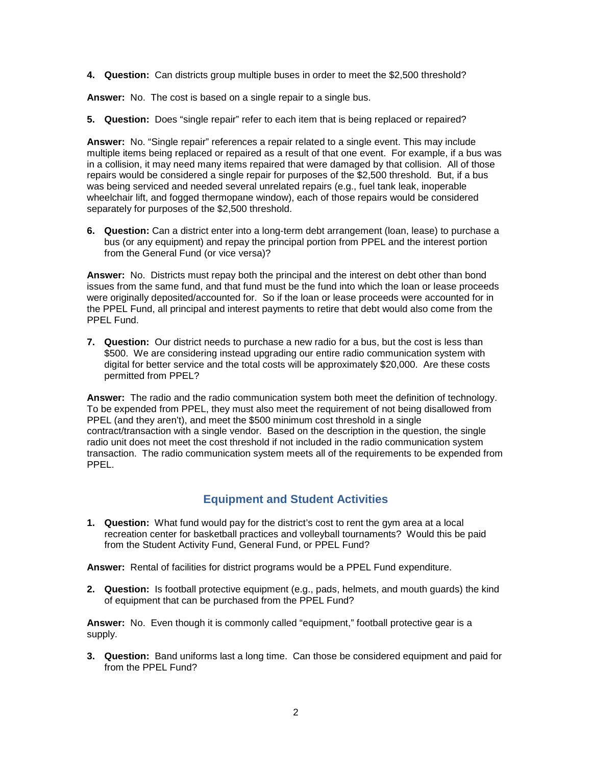4. **Question:** Can districts group multiple buses in order to meet the $2,500 threshold?

**Answer:** No. The cost is based on a single repair to a single bus.

5. **Question:** Does "single repair" refer to each item that is being replaced or repaired?

**Answer:** No. "Single repair" references a repair related to a single event. This may include multiple items being replaced or repaired as a result of that one event. For example, if a bus was in a collision, it may need many items repaired that were damaged by that collision. All of those repairs would be considered a single repair for purposes of the $2,500 threshold. But, if a bus was being serviced and needed several unrelated repairs (e.g., fuel tank leak, inoperable wheelchair lift, and fogged thermopane window), each of those repairs would be considered separately for purposes of the $2,500 threshold.

6. **Question:** Can a district enter into a long-term debt arrangement (loan, lease) to purchase a bus (or any equipment) and repay the principal portion from PPEL and the interest portion from the General Fund (or vice versa)?

**Answer:** No. Districts must repay both the principal and the interest on debt other than bond issues from the same fund, and that fund must be the fund into which the loan or lease proceeds were originally deposited/accounted for. So if the loan or lease proceeds were accounted for in the PPEL Fund, all principal and interest payments to retire that debt would also come from the PPEL Fund.

7. **Question:** Our district needs to purchase a new radio for a bus, but the cost is less than $500. We are considering instead upgrading our entire radio communication system with digital for better service and the total costs will be approximately $20,000. Are these costs permitted from PPEL?

**Answer:** The radio and the radio communication system both meet the definition of technology. To be expended from PPEL, they must also meet the requirement of not being disallowed from PPEL (and they aren't), and meet the $500 minimum cost threshold in a single contract/transaction with a single vendor. Based on the description in the question, the single radio unit does not meet the cost threshold if not included in the radio communication system transaction. The radio communication system meets all of the requirements to be expended from PPEL.

## Equipment and Student Activities

1. **Question:** What fund would pay for the district's cost to rent the gym area at a local recreation center for basketball practices and volleyball tournaments? Would this be paid from the Student Activity Fund, General Fund, or PPEL Fund?

**Answer:** Rental of facilities for district programs would be a PPEL Fund expenditure.

2. **Question:** Is football protective equipment (e.g., pads, helmets, and mouth guards) the kind of equipment that can be purchased from the PPEL Fund?

**Answer:** No. Even though it is commonly called "equipment," football protective gear is a supply.

3. **Question:** Band uniforms last a long time. Can those be considered equipment and paid for from the PPEL Fund?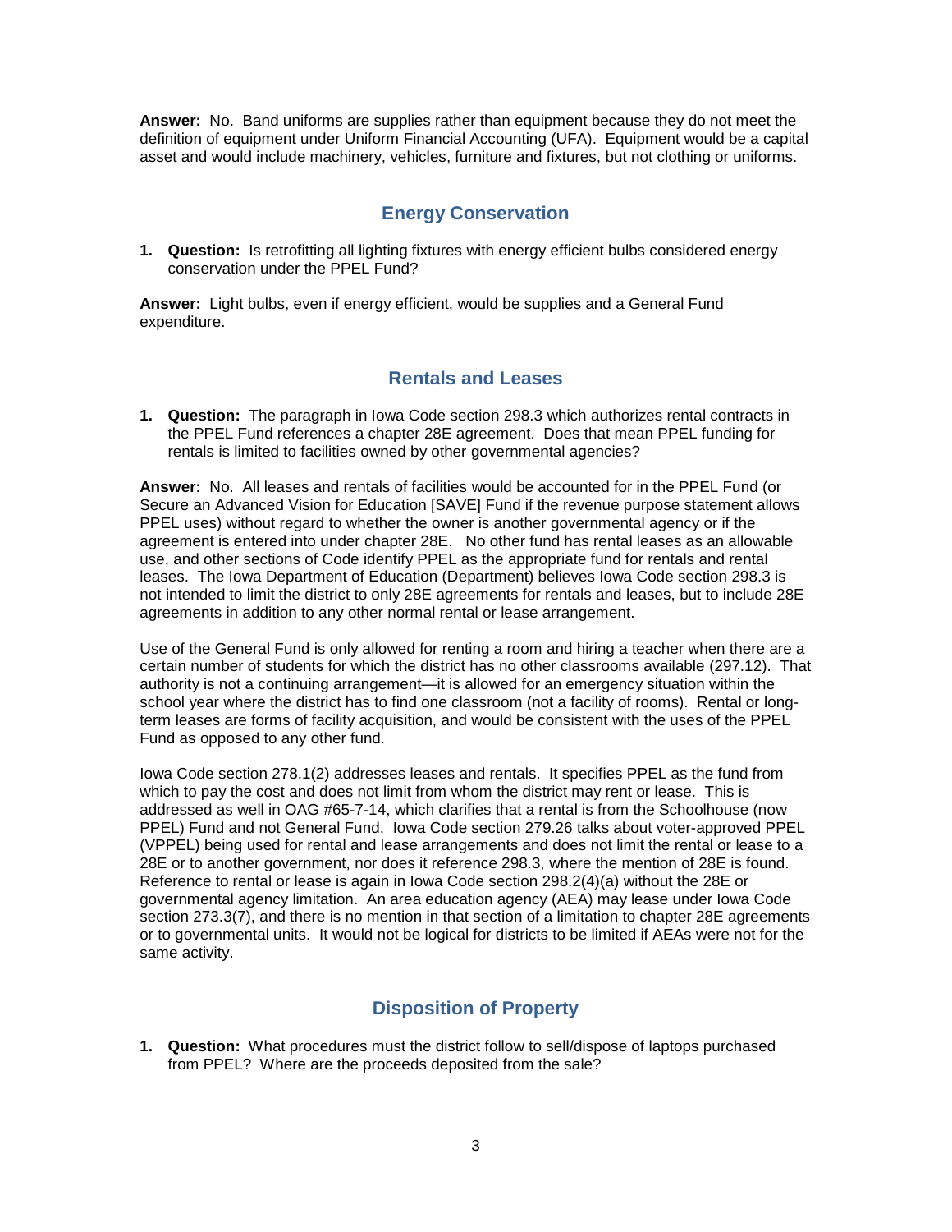**Answer:** No. Band uniforms are supplies rather than equipment because they do not meet the definition of equipment under Uniform Financial Accounting (UFA). Equipment would be a capital asset and would include machinery, vehicles, furniture and fixtures, but not clothing or uniforms.

## Energy Conservation

1. **Question:** Is retrofitting all lighting fixtures with energy efficient bulbs considered energy conservation under the PPEL Fund?

**Answer:** Light bulbs, even if energy efficient, would be supplies and a General Fund expenditure.

## Rentals and Leases

1. **Question:** The paragraph in Iowa Code section 298.3 which authorizes rental contracts in the PPEL Fund references a chapter 28E agreement. Does that mean PPEL funding for rentals is limited to facilities owned by other governmental agencies?

**Answer:** No. All leases and rentals of facilities would be accounted for in the PPEL Fund (or Secure an Advanced Vision for Education [SAVE] Fund if the revenue purpose statement allows PPEL uses) without regard to whether the owner is another governmental agency or if the agreement is entered into under chapter 28E. No other fund has rental leases as an allowable use, and other sections of Code identify PPEL as the appropriate fund for rentals and rental leases. The Iowa Department of Education (Department) believes Iowa Code section 298.3 is not intended to limit the district to only 28E agreements for rentals and leases, but to include 28E agreements in addition to any other normal rental or lease arrangement.

Use of the General Fund is only allowed for renting a room and hiring a teacher when there are a certain number of students for which the district has no other classrooms available (297.12). That authority is not a continuing arrangement—it is allowed for an emergency situation within the school year where the district has to find one classroom (not a facility of rooms). Rental or long-term leases are forms of facility acquisition, and would be consistent with the uses of the PPEL Fund as opposed to any other fund.

Iowa Code section 278.1(2) addresses leases and rentals. It specifies PPEL as the fund from which to pay the cost and does not limit from whom the district may rent or lease. This is addressed as well in OAG #65-7-14, which clarifies that a rental is from the Schoolhouse (now PPEL) Fund and not General Fund. Iowa Code section 279.26 talks about voter-approved PPEL (VPPEL) being used for rental and lease arrangements and does not limit the rental or lease to a 28E or to another government, nor does it reference 298.3, where the mention of 28E is found. Reference to rental or lease is again in Iowa Code section 298.2(4)(a) without the 28E or governmental agency limitation. An area education agency (AEA) may lease under Iowa Code section 273.3(7), and there is no mention in that section of a limitation to chapter 28E agreements or to governmental units. It would not be logical for districts to be limited if AEAs were not for the same activity.

## Disposition of Property

1. **Question:** What procedures must the district follow to sell/dispose of laptops purchased from PPEL? Where are the proceeds deposited from the sale?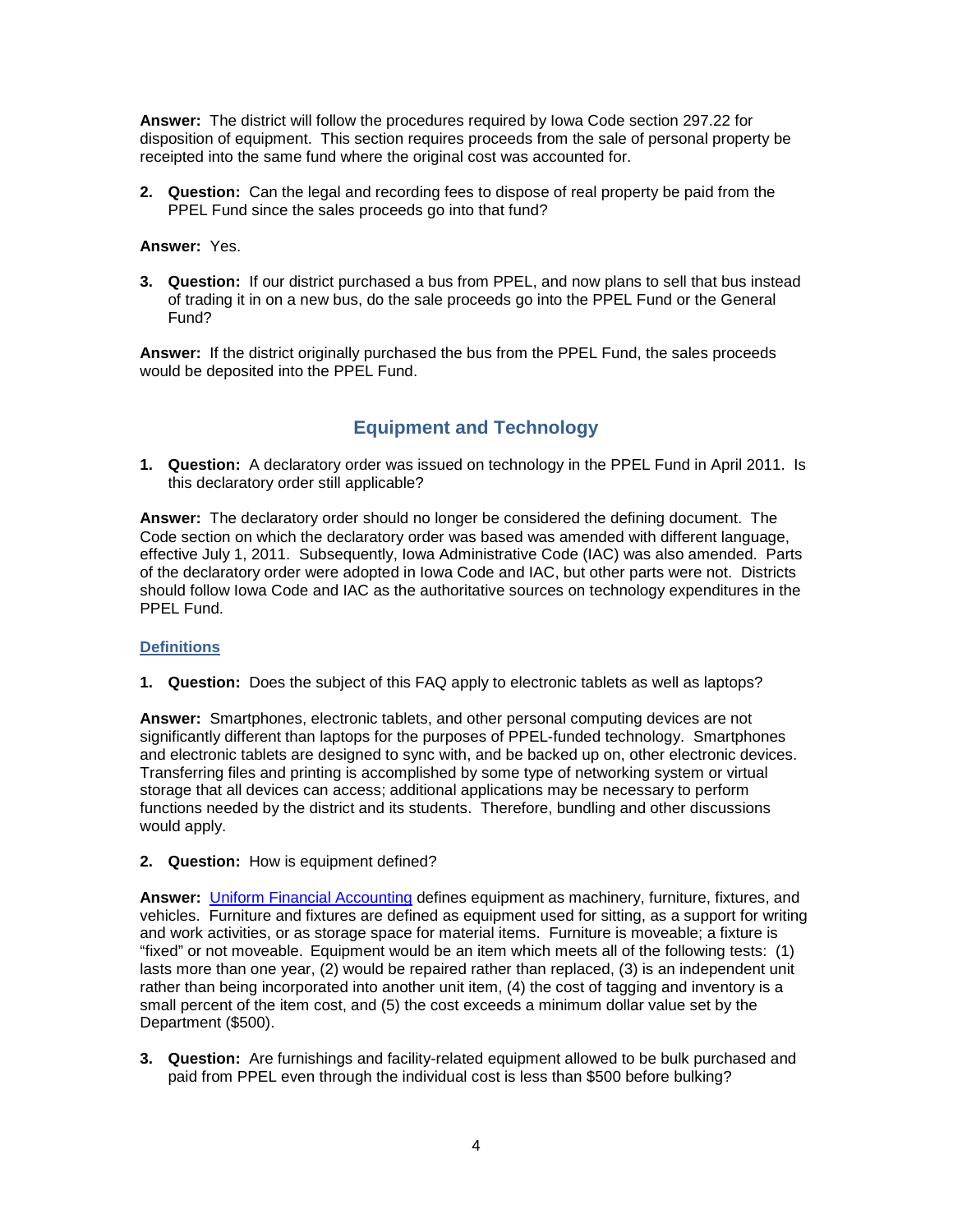**Answer:** The district will follow the procedures required by Iowa Code section 297.22 for disposition of equipment. This section requires proceeds from the sale of personal property be receipted into the same fund where the original cost was accounted for.

2. **Question:** Can the legal and recording fees to dispose of real property be paid from the PPEL Fund since the sales proceeds go into that fund?

**Answer:** Yes.

3. **Question:** If our district purchased a bus from PPEL, and now plans to sell that bus instead of trading it in on a new bus, do the sale proceeds go into the PPEL Fund or the General Fund?

**Answer:** If the district originally purchased the bus from the PPEL Fund, the sales proceeds would be deposited into the PPEL Fund.

## Equipment and Technology

1. **Question:** A declaratory order was issued on technology in the PPEL Fund in April 2011. Is this declaratory order still applicable?

**Answer:** The declaratory order should no longer be considered the defining document. The Code section on which the declaratory order was based was amended with different language, effective July 1, 2011. Subsequently, Iowa Administrative Code (IAC) was also amended. Parts of the declaratory order were adopted in Iowa Code and IAC, but other parts were not. Districts should follow Iowa Code and IAC as the authoritative sources on technology expenditures in the PPEL Fund.

### Definitions

1. **Question:** Does the subject of this FAQ apply to electronic tablets as well as laptops?

**Answer:** Smartphones, electronic tablets, and other personal computing devices are not significantly different than laptops for the purposes of PPEL-funded technology. Smartphones and electronic tablets are designed to sync with, and be backed up on, other electronic devices. Transferring files and printing is accomplished by some type of networking system or virtual storage that all devices can access; additional applications may be necessary to perform functions needed by the district and its students. Therefore, bundling and other discussions would apply.

2. **Question:** How is equipment defined?

**Answer:** Uniform Financial Accounting defines equipment as machinery, furniture, fixtures, and vehicles. Furniture and fixtures are defined as equipment used for sitting, as a support for writing and work activities, or as storage space for material items. Furniture is moveable; a fixture is "fixed" or not moveable. Equipment would be an item which meets all of the following tests: (1) lasts more than one year, (2) would be repaired rather than replaced, (3) is an independent unit rather than being incorporated into another unit item, (4) the cost of tagging and inventory is a small percent of the item cost, and (5) the cost exceeds a minimum dollar value set by the Department ($500).

3. **Question:** Are furnishings and facility-related equipment allowed to be bulk purchased and paid from PPEL even through the individual cost is less than $500 before bulking?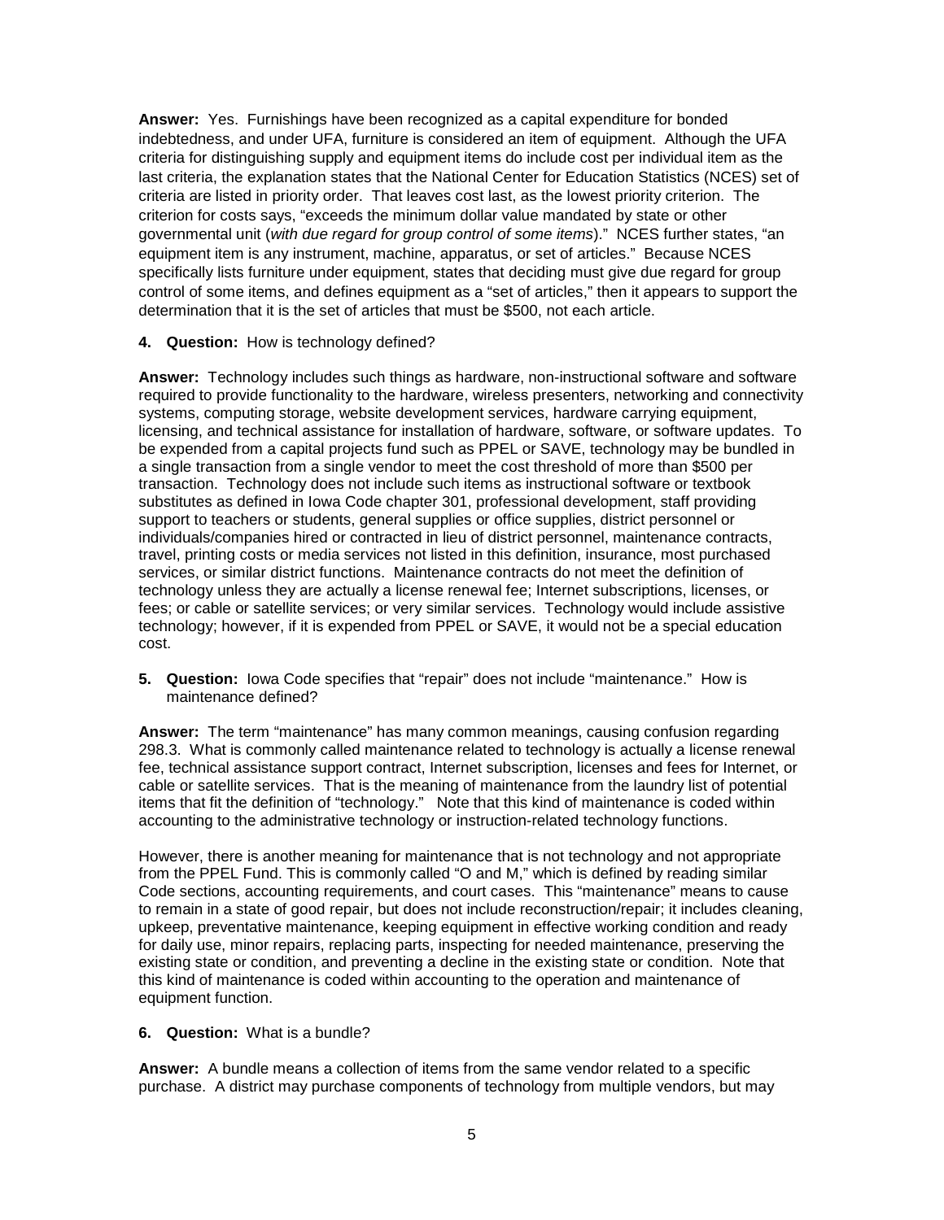**Answer:** Yes. Furnishings have been recognized as a capital expenditure for bonded indebtedness, and under UFA, furniture is considered an item of equipment. Although the UFA criteria for distinguishing supply and equipment items do include cost per individual item as the last criteria, the explanation states that the National Center for Education Statistics (NCES) set of criteria are listed in priority order. That leaves cost last, as the lowest priority criterion. The criterion for costs says, "exceeds the minimum dollar value mandated by state or other governmental unit (*with due regard for group control of some items*)." NCES further states, "an equipment item is any instrument, machine, apparatus, or set of articles." Because NCES specifically lists furniture under equipment, states that deciding must give due regard for group control of some items, and defines equipment as a "set of articles," then it appears to support the determination that it is the set of articles that must be $500, not each article.

**4. Question:** How is technology defined?

**Answer:** Technology includes such things as hardware, non-instructional software and software required to provide functionality to the hardware, wireless presenters, networking and connectivity systems, computing storage, website development services, hardware carrying equipment, licensing, and technical assistance for installation of hardware, software, or software updates. To be expended from a capital projects fund such as PPEL or SAVE, technology may be bundled in a single transaction from a single vendor to meet the cost threshold of more than $500 per transaction. Technology does not include such items as instructional software or textbook substitutes as defined in Iowa Code chapter 301, professional development, staff providing support to teachers or students, general supplies or office supplies, district personnel or individuals/companies hired or contracted in lieu of district personnel, maintenance contracts, travel, printing costs or media services not listed in this definition, insurance, most purchased services, or similar district functions. Maintenance contracts do not meet the definition of technology unless they are actually a license renewal fee; Internet subscriptions, licenses, or fees; or cable or satellite services; or very similar services. Technology would include assistive technology; however, if it is expended from PPEL or SAVE, it would not be a special education cost.

**5. Question:** Iowa Code specifies that "repair" does not include "maintenance." How is maintenance defined?

**Answer:** The term "maintenance" has many common meanings, causing confusion regarding 298.3. What is commonly called maintenance related to technology is actually a license renewal fee, technical assistance support contract, Internet subscription, licenses and fees for Internet, or cable or satellite services. That is the meaning of maintenance from the laundry list of potential items that fit the definition of "technology." Note that this kind of maintenance is coded within accounting to the administrative technology or instruction-related technology functions.

However, there is another meaning for maintenance that is not technology and not appropriate from the PPEL Fund. This is commonly called "O and M," which is defined by reading similar Code sections, accounting requirements, and court cases. This "maintenance" means to cause to remain in a state of good repair, but does not include reconstruction/repair; it includes cleaning, upkeep, preventative maintenance, keeping equipment in effective working condition and ready for daily use, minor repairs, replacing parts, inspecting for needed maintenance, preserving the existing state or condition, and preventing a decline in the existing state or condition. Note that this kind of maintenance is coded within accounting to the operation and maintenance of equipment function.

**6. Question:** What is a bundle?

**Answer:** A bundle means a collection of items from the same vendor related to a specific purchase. A district may purchase components of technology from multiple vendors, but may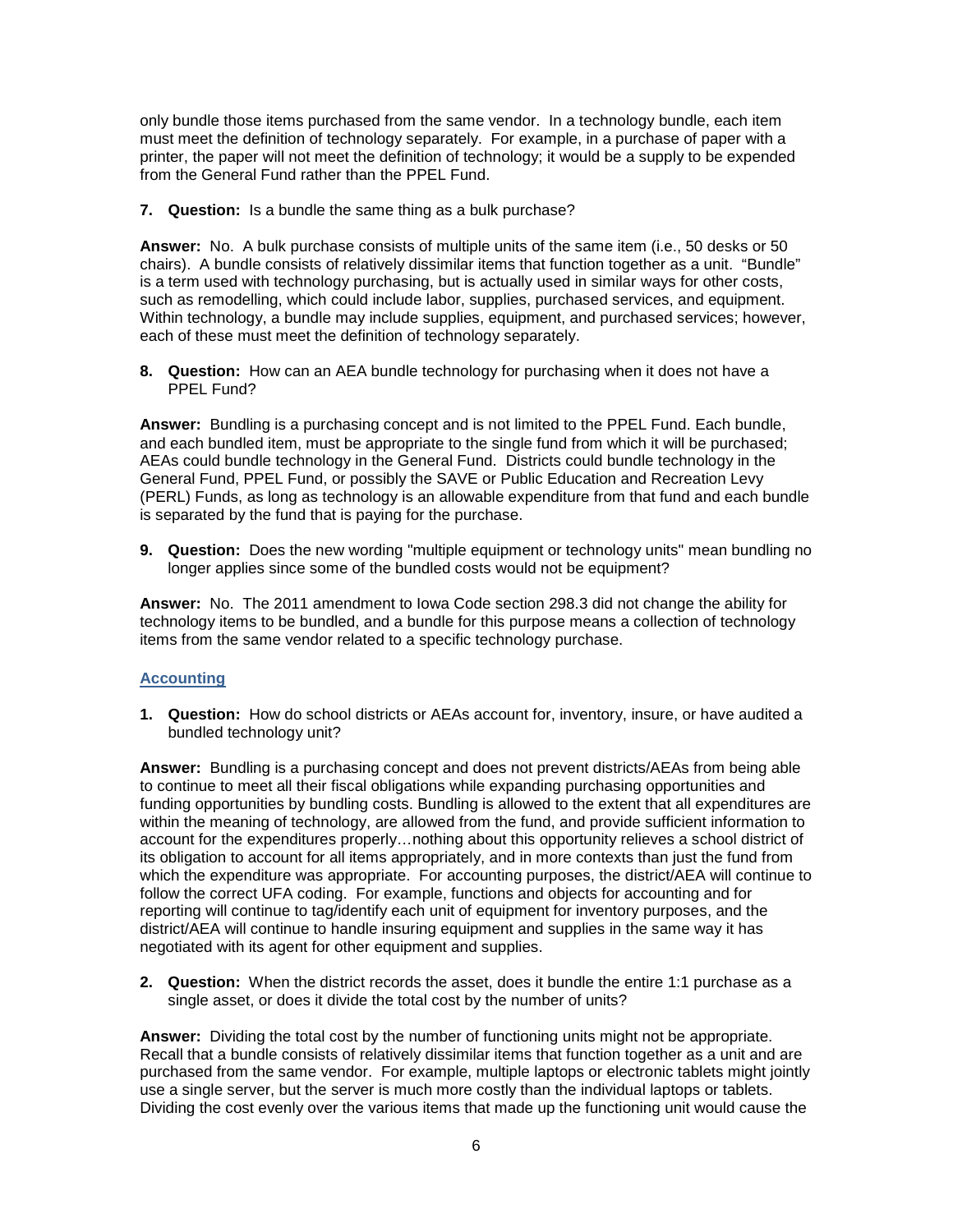only bundle those items purchased from the same vendor. In a technology bundle, each item must meet the definition of technology separately. For example, in a purchase of paper with a printer, the paper will not meet the definition of technology; it would be a supply to be expended from the General Fund rather than the PPEL Fund.

7. **Question:** Is a bundle the same thing as a bulk purchase?

**Answer:** No. A bulk purchase consists of multiple units of the same item (i.e., 50 desks or 50 chairs). A bundle consists of relatively dissimilar items that function together as a unit. "Bundle" is a term used with technology purchasing, but is actually used in similar ways for other costs, such as remodelling, which could include labor, supplies, purchased services, and equipment. Within technology, a bundle may include supplies, equipment, and purchased services; however, each of these must meet the definition of technology separately.

8. **Question:** How can an AEA bundle technology for purchasing when it does not have a PPEL Fund?

**Answer:** Bundling is a purchasing concept and is not limited to the PPEL Fund. Each bundle, and each bundled item, must be appropriate to the single fund from which it will be purchased; AEAs could bundle technology in the General Fund. Districts could bundle technology in the General Fund, PPEL Fund, or possibly the SAVE or Public Education and Recreation Levy (PERL) Funds, as long as technology is an allowable expenditure from that fund and each bundle is separated by the fund that is paying for the purchase.

9. **Question:** Does the new wording "multiple equipment or technology units" mean bundling no longer applies since some of the bundled costs would not be equipment?

**Answer:** No. The 2011 amendment to Iowa Code section 298.3 did not change the ability for technology items to be bundled, and a bundle for this purpose means a collection of technology items from the same vendor related to a specific technology purchase.

## Accounting

1. **Question:** How do school districts or AEAs account for, inventory, insure, or have audited a bundled technology unit?

**Answer:** Bundling is a purchasing concept and does not prevent districts/AEAs from being able to continue to meet all their fiscal obligations while expanding purchasing opportunities and funding opportunities by bundling costs. Bundling is allowed to the extent that all expenditures are within the meaning of technology, are allowed from the fund, and provide sufficient information to account for the expenditures properly…nothing about this opportunity relieves a school district of its obligation to account for all items appropriately, and in more contexts than just the fund from which the expenditure was appropriate. For accounting purposes, the district/AEA will continue to follow the correct UFA coding. For example, functions and objects for accounting and for reporting will continue to tag/identify each unit of equipment for inventory purposes, and the district/AEA will continue to handle insuring equipment and supplies in the same way it has negotiated with its agent for other equipment and supplies.

2. **Question:** When the district records the asset, does it bundle the entire 1:1 purchase as a single asset, or does it divide the total cost by the number of units?

**Answer:** Dividing the total cost by the number of functioning units might not be appropriate. Recall that a bundle consists of relatively dissimilar items that function together as a unit and are purchased from the same vendor. For example, multiple laptops or electronic tablets might jointly use a single server, but the server is much more costly than the individual laptops or tablets. Dividing the cost evenly over the various items that made up the functioning unit would cause the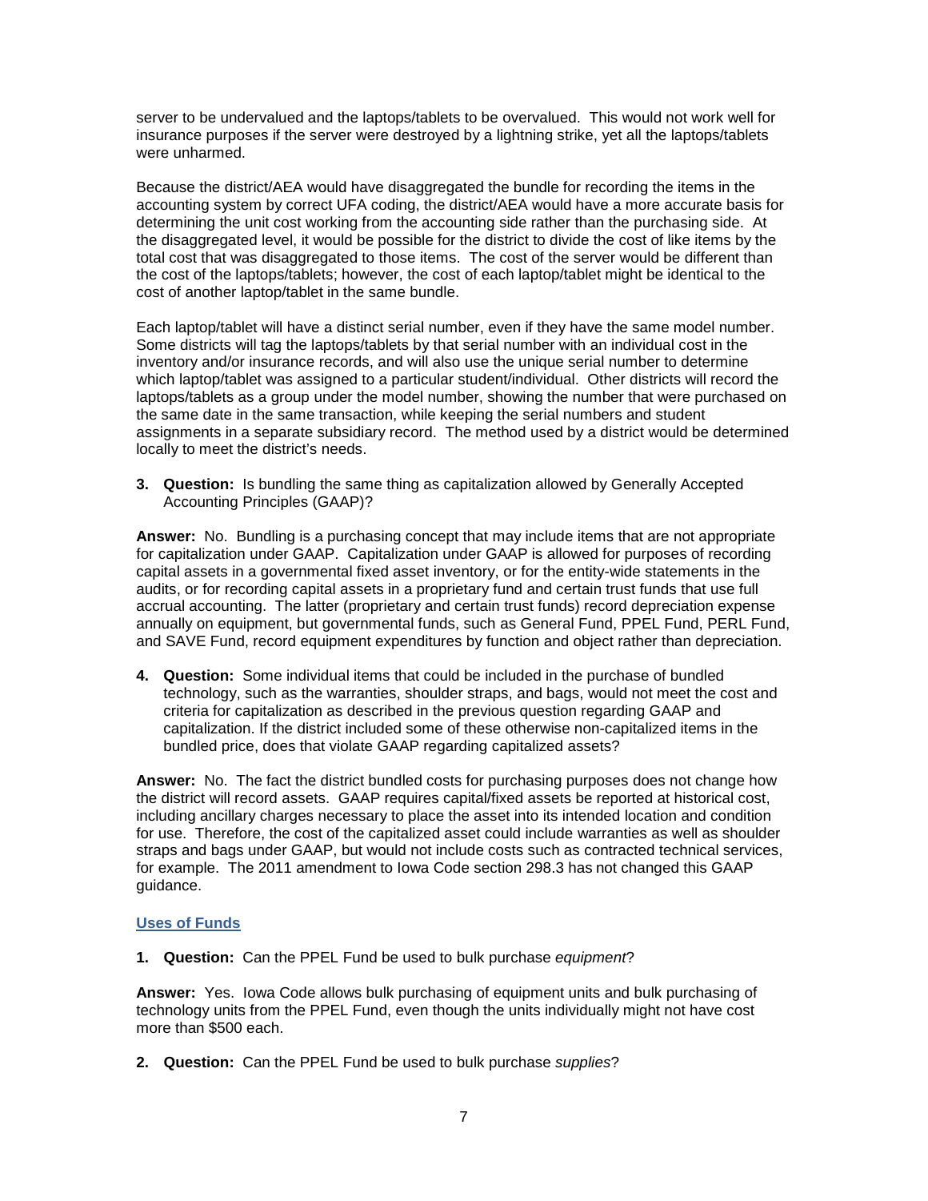server to be undervalued and the laptops/tablets to be overvalued. This would not work well for insurance purposes if the server were destroyed by a lightning strike, yet all the laptops/tablets were unharmed.

Because the district/AEA would have disaggregated the bundle for recording the items in the accounting system by correct UFA coding, the district/AEA would have a more accurate basis for determining the unit cost working from the accounting side rather than the purchasing side. At the disaggregated level, it would be possible for the district to divide the cost of like items by the total cost that was disaggregated to those items. The cost of the server would be different than the cost of the laptops/tablets; however, the cost of each laptop/tablet might be identical to the cost of another laptop/tablet in the same bundle.

Each laptop/tablet will have a distinct serial number, even if they have the same model number. Some districts will tag the laptops/tablets by that serial number with an individual cost in the inventory and/or insurance records, and will also use the unique serial number to determine which laptop/tablet was assigned to a particular student/individual. Other districts will record the laptops/tablets as a group under the model number, showing the number that were purchased on the same date in the same transaction, while keeping the serial numbers and student assignments in a separate subsidiary record. The method used by a district would be determined locally to meet the district's needs.

3. **Question:** Is bundling the same thing as capitalization allowed by Generally Accepted Accounting Principles (GAAP)?

**Answer:** No. Bundling is a purchasing concept that may include items that are not appropriate for capitalization under GAAP. Capitalization under GAAP is allowed for purposes of recording capital assets in a governmental fixed asset inventory, or for the entity-wide statements in the audits, or for recording capital assets in a proprietary fund and certain trust funds that use full accrual accounting. The latter (proprietary and certain trust funds) record depreciation expense annually on equipment, but governmental funds, such as General Fund, PPEL Fund, PERL Fund, and SAVE Fund, record equipment expenditures by function and object rather than depreciation.

4. **Question:** Some individual items that could be included in the purchase of bundled technology, such as the warranties, shoulder straps, and bags, would not meet the cost and criteria for capitalization as described in the previous question regarding GAAP and capitalization. If the district included some of these otherwise non-capitalized items in the bundled price, does that violate GAAP regarding capitalized assets?

**Answer:** No. The fact the district bundled costs for purchasing purposes does not change how the district will record assets. GAAP requires capital/fixed assets be reported at historical cost, including ancillary charges necessary to place the asset into its intended location and condition for use. Therefore, the cost of the capitalized asset could include warranties as well as shoulder straps and bags under GAAP, but would not include costs such as contracted technical services, for example. The 2011 amendment to Iowa Code section 298.3 has not changed this GAAP guidance.

## Uses of Funds

1. **Question:** Can the PPEL Fund be used to bulk purchase *equipment*?

**Answer:** Yes. Iowa Code allows bulk purchasing of equipment units and bulk purchasing of technology units from the PPEL Fund, even though the units individually might not have cost more than $500 each.

2. **Question:** Can the PPEL Fund be used to bulk purchase *supplies*?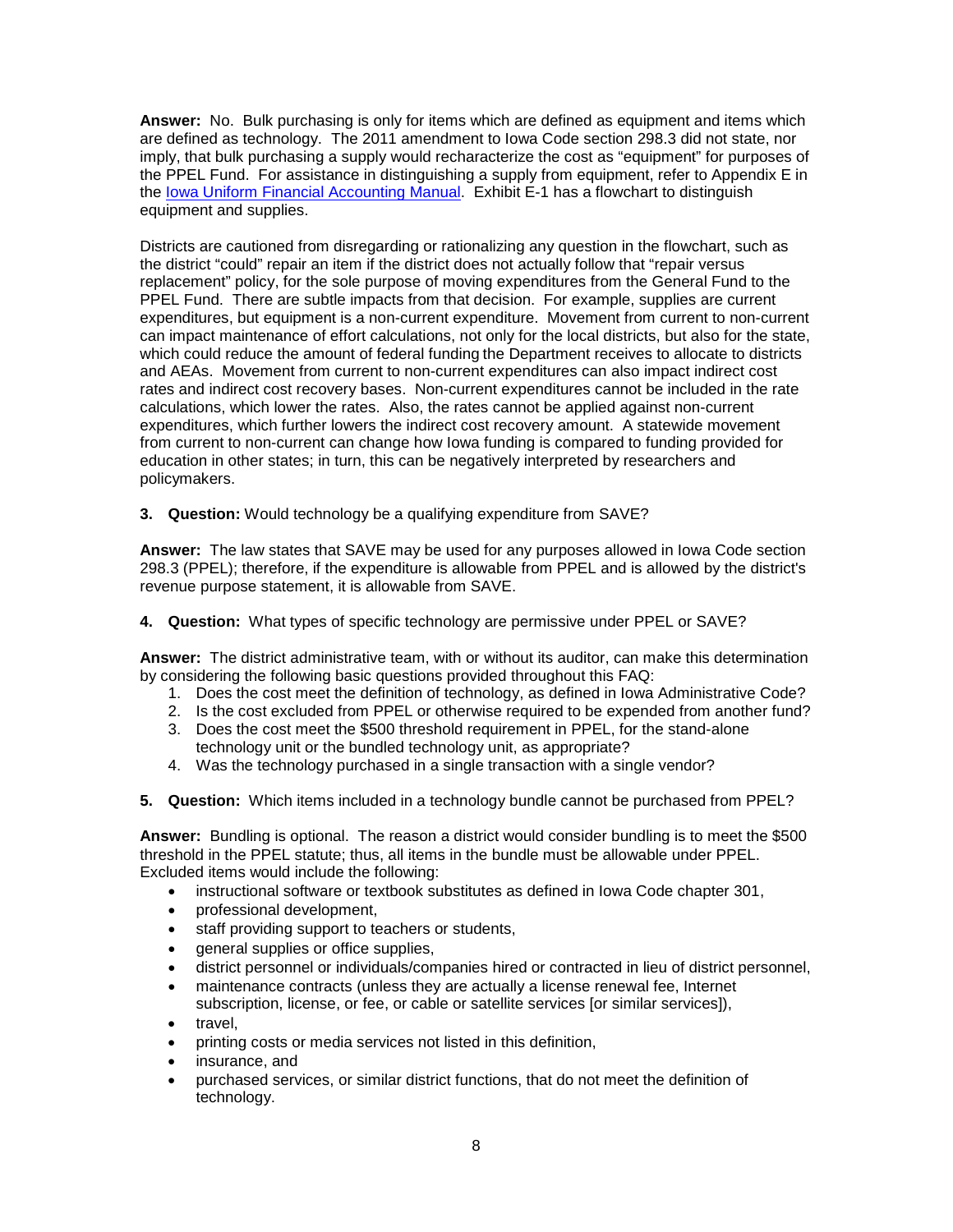**Answer:** No. Bulk purchasing is only for items which are defined as equipment and items which are defined as technology. The 2011 amendment to Iowa Code section 298.3 did not state, nor imply, that bulk purchasing a supply would recharacterize the cost as "equipment" for purposes of the PPEL Fund. For assistance in distinguishing a supply from equipment, refer to Appendix E in the Iowa Uniform Financial Accounting Manual. Exhibit E-1 has a flowchart to distinguish equipment and supplies.

Districts are cautioned from disregarding or rationalizing any question in the flowchart, such as the district "could" repair an item if the district does not actually follow that "repair versus replacement" policy, for the sole purpose of moving expenditures from the General Fund to the PPEL Fund. There are subtle impacts from that decision. For example, supplies are current expenditures, but equipment is a non-current expenditure. Movement from current to non-current can impact maintenance of effort calculations, not only for the local districts, but also for the state, which could reduce the amount of federal funding the Department receives to allocate to districts and AEAs. Movement from current to non-current expenditures can also impact indirect cost rates and indirect cost recovery bases. Non-current expenditures cannot be included in the rate calculations, which lower the rates. Also, the rates cannot be applied against non-current expenditures, which further lowers the indirect cost recovery amount. A statewide movement from current to non-current can change how Iowa funding is compared to funding provided for education in other states; in turn, this can be negatively interpreted by researchers and policymakers.

3. **Question:** Would technology be a qualifying expenditure from SAVE?

**Answer:** The law states that SAVE may be used for any purposes allowed in Iowa Code section 298.3 (PPEL); therefore, if the expenditure is allowable from PPEL and is allowed by the district's revenue purpose statement, it is allowable from SAVE.

4. **Question:** What types of specific technology are permissive under PPEL or SAVE?

**Answer:** The district administrative team, with or without its auditor, can make this determination by considering the following basic questions provided throughout this FAQ:

1. Does the cost meet the definition of technology, as defined in Iowa Administrative Code?
2. Is the cost excluded from PPEL or otherwise required to be expended from another fund?
3. Does the cost meet the $500 threshold requirement in PPEL, for the stand-alone technology unit or the bundled technology unit, as appropriate?
4. Was the technology purchased in a single transaction with a single vendor?

5. **Question:** Which items included in a technology bundle cannot be purchased from PPEL?

**Answer:** Bundling is optional. The reason a district would consider bundling is to meet the $500 threshold in the PPEL statute; thus, all items in the bundle must be allowable under PPEL. Excluded items would include the following:

- instructional software or textbook substitutes as defined in Iowa Code chapter 301,
- professional development,
- staff providing support to teachers or students,
- general supplies or office supplies,
- district personnel or individuals/companies hired or contracted in lieu of district personnel,
- maintenance contracts (unless they are actually a license renewal fee, Internet subscription, license, or fee, or cable or satellite services [or similar services]),
- travel,
- printing costs or media services not listed in this definition,
- insurance, and
- purchased services, or similar district functions, that do not meet the definition of technology.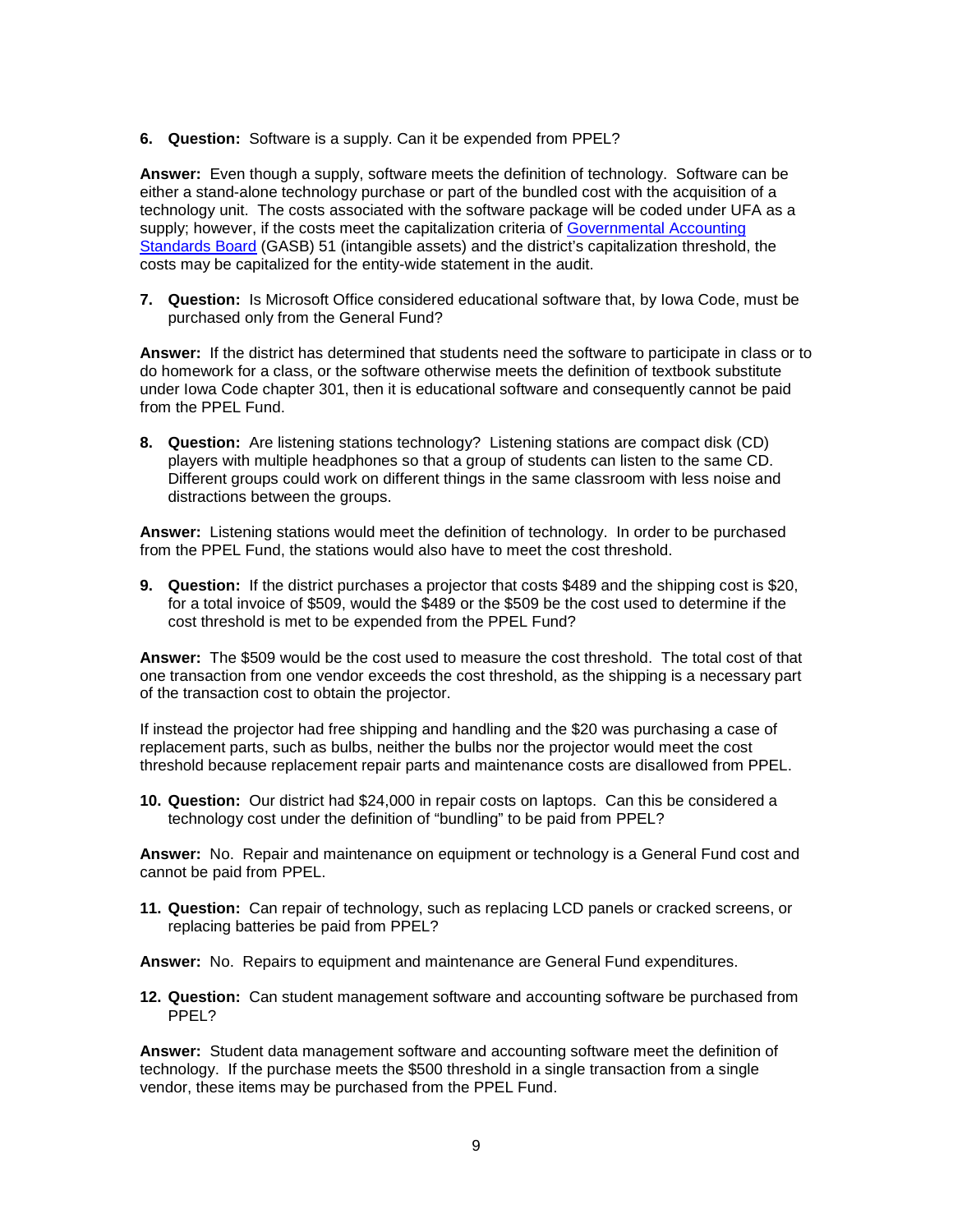6. **Question:** Software is a supply. Can it be expended from PPEL?

**Answer:** Even though a supply, software meets the definition of technology. Software can be either a stand-alone technology purchase or part of the bundled cost with the acquisition of a technology unit. The costs associated with the software package will be coded under UFA as a supply; however, if the costs meet the capitalization criteria of [Governmental Accounting Standards Board](#) (GASB) 51 (intangible assets) and the district's capitalization threshold, the costs may be capitalized for the entity-wide statement in the audit.

7. **Question:** Is Microsoft Office considered educational software that, by Iowa Code, must be purchased only from the General Fund?

**Answer:** If the district has determined that students need the software to participate in class or to do homework for a class, or the software otherwise meets the definition of textbook substitute under Iowa Code chapter 301, then it is educational software and consequently cannot be paid from the PPEL Fund.

8. **Question:** Are listening stations technology? Listening stations are compact disk (CD) players with multiple headphones so that a group of students can listen to the same CD. Different groups could work on different things in the same classroom with less noise and distractions between the groups.

**Answer:** Listening stations would meet the definition of technology. In order to be purchased from the PPEL Fund, the stations would also have to meet the cost threshold.

9. **Question:** If the district purchases a projector that costs $489 and the shipping cost is $20, for a total invoice of $509, would the $489 or the $509 be the cost used to determine if the cost threshold is met to be expended from the PPEL Fund?

**Answer:** The $509 would be the cost used to measure the cost threshold. The total cost of that one transaction from one vendor exceeds the cost threshold, as the shipping is a necessary part of the transaction cost to obtain the projector.

If instead the projector had free shipping and handling and the $20 was purchasing a case of replacement parts, such as bulbs, neither the bulbs nor the projector would meet the cost threshold because replacement repair parts and maintenance costs are disallowed from PPEL.

10. **Question:** Our district had $24,000 in repair costs on laptops. Can this be considered a technology cost under the definition of "bundling" to be paid from PPEL?

**Answer:** No. Repair and maintenance on equipment or technology is a General Fund cost and cannot be paid from PPEL.

11. **Question:** Can repair of technology, such as replacing LCD panels or cracked screens, or replacing batteries be paid from PPEL?

**Answer:** No. Repairs to equipment and maintenance are General Fund expenditures.

12. **Question:** Can student management software and accounting software be purchased from PPEL?

**Answer:** Student data management software and accounting software meet the definition of technology. If the purchase meets the $500 threshold in a single transaction from a single vendor, these items may be purchased from the PPEL Fund.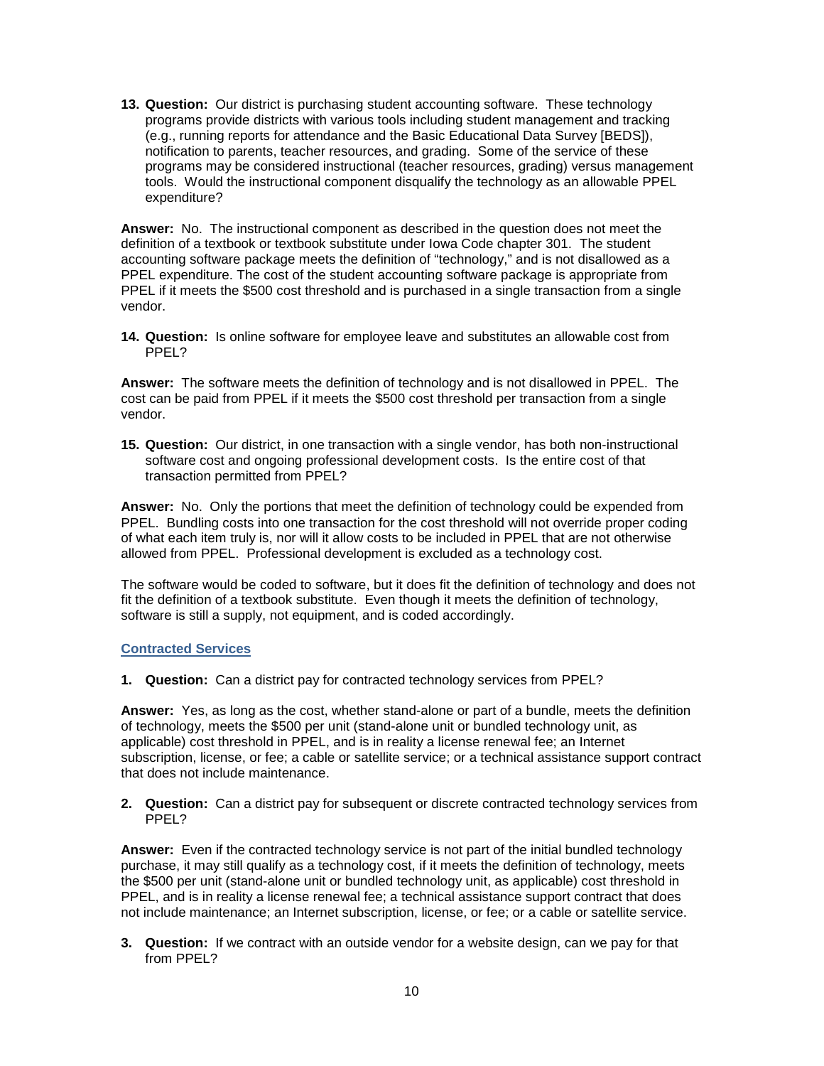13. **Question:** Our district is purchasing student accounting software. These technology programs provide districts with various tools including student management and tracking (e.g., running reports for attendance and the Basic Educational Data Survey [BEDS]), notification to parents, teacher resources, and grading. Some of the service of these programs may be considered instructional (teacher resources, grading) versus management tools. Would the instructional component disqualify the technology as an allowable PPEL expenditure?

**Answer:** No. The instructional component as described in the question does not meet the definition of a textbook or textbook substitute under Iowa Code chapter 301. The student accounting software package meets the definition of "technology," and is not disallowed as a PPEL expenditure. The cost of the student accounting software package is appropriate from PPEL if it meets the $500 cost threshold and is purchased in a single transaction from a single vendor.

14. **Question:** Is online software for employee leave and substitutes an allowable cost from PPEL?

**Answer:** The software meets the definition of technology and is not disallowed in PPEL. The cost can be paid from PPEL if it meets the $500 cost threshold per transaction from a single vendor.

15. **Question:** Our district, in one transaction with a single vendor, has both non-instructional software cost and ongoing professional development costs. Is the entire cost of that transaction permitted from PPEL?

**Answer:** No. Only the portions that meet the definition of technology could be expended from PPEL. Bundling costs into one transaction for the cost threshold will not override proper coding of what each item truly is, nor will it allow costs to be included in PPEL that are not otherwise allowed from PPEL. Professional development is excluded as a technology cost.

The software would be coded to software, but it does fit the definition of technology and does not fit the definition of a textbook substitute. Even though it meets the definition of technology, software is still a supply, not equipment, and is coded accordingly.

## Contracted Services

1. **Question:** Can a district pay for contracted technology services from PPEL?

**Answer:** Yes, as long as the cost, whether stand-alone or part of a bundle, meets the definition of technology, meets the $500 per unit (stand-alone unit or bundled technology unit, as applicable) cost threshold in PPEL, and is in reality a license renewal fee; an Internet subscription, license, or fee; a cable or satellite service; or a technical assistance support contract that does not include maintenance.

2. **Question:** Can a district pay for subsequent or discrete contracted technology services from PPEL?

**Answer:** Even if the contracted technology service is not part of the initial bundled technology purchase, it may still qualify as a technology cost, if it meets the definition of technology, meets the $500 per unit (stand-alone unit or bundled technology unit, as applicable) cost threshold in PPEL, and is in reality a license renewal fee; a technical assistance support contract that does not include maintenance; an Internet subscription, license, or fee; or a cable or satellite service.

3. **Question:** If we contract with an outside vendor for a website design, can we pay for that from PPEL?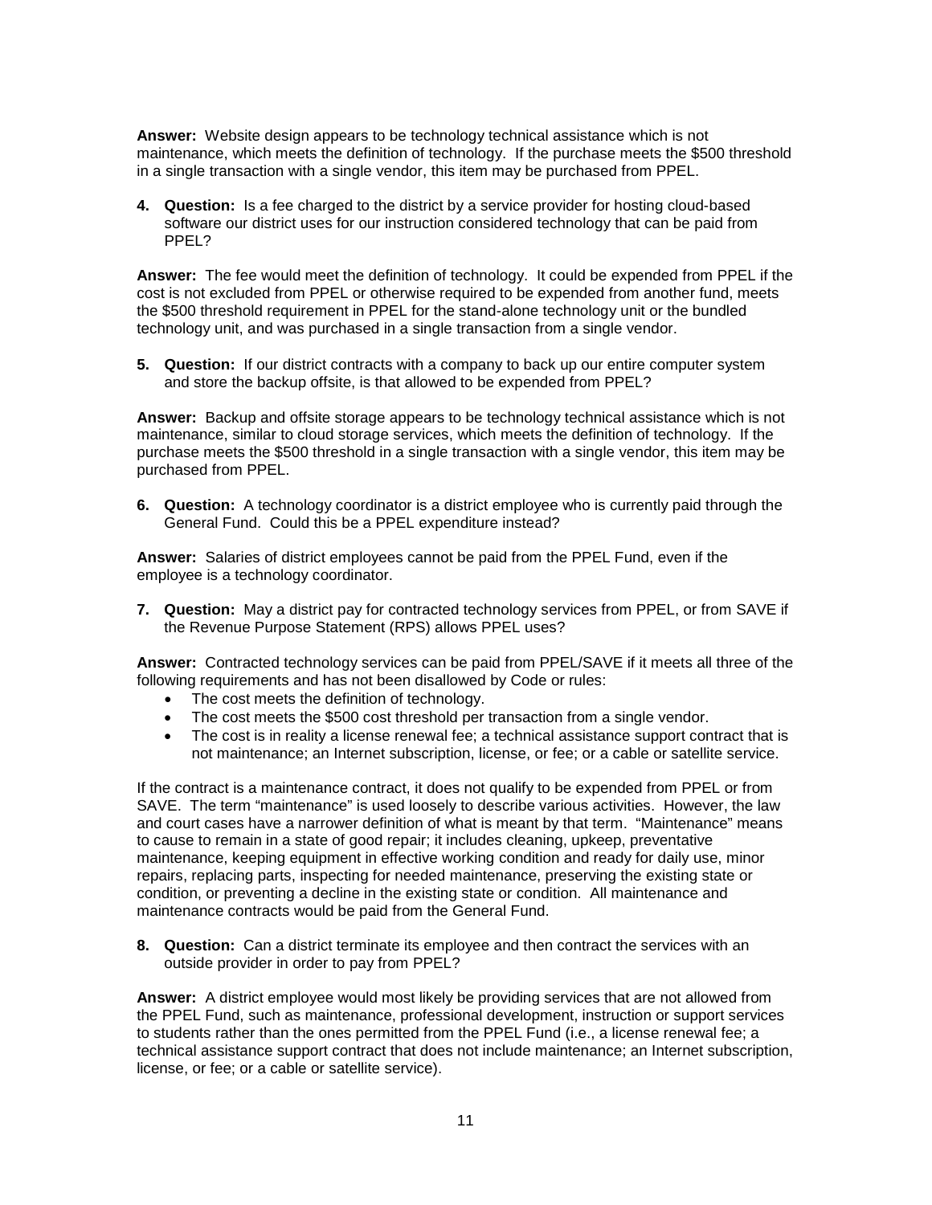**Answer:** Website design appears to be technology technical assistance which is not maintenance, which meets the definition of technology. If the purchase meets the $500 threshold in a single transaction with a single vendor, this item may be purchased from PPEL.

4. **Question:** Is a fee charged to the district by a service provider for hosting cloud-based software our district uses for our instruction considered technology that can be paid from PPEL?

**Answer:** The fee would meet the definition of technology. It could be expended from PPEL if the cost is not excluded from PPEL or otherwise required to be expended from another fund, meets the $500 threshold requirement in PPEL for the stand-alone technology unit or the bundled technology unit, and was purchased in a single transaction from a single vendor.

5. **Question:** If our district contracts with a company to back up our entire computer system and store the backup offsite, is that allowed to be expended from PPEL?

**Answer:** Backup and offsite storage appears to be technology technical assistance which is not maintenance, similar to cloud storage services, which meets the definition of technology. If the purchase meets the $500 threshold in a single transaction with a single vendor, this item may be purchased from PPEL.

6. **Question:** A technology coordinator is a district employee who is currently paid through the General Fund. Could this be a PPEL expenditure instead?

**Answer:** Salaries of district employees cannot be paid from the PPEL Fund, even if the employee is a technology coordinator.

7. **Question:** May a district pay for contracted technology services from PPEL, or from SAVE if the Revenue Purpose Statement (RPS) allows PPEL uses?

**Answer:** Contracted technology services can be paid from PPEL/SAVE if it meets all three of the following requirements and has not been disallowed by Code or rules:

- The cost meets the definition of technology.
- The cost meets the $500 cost threshold per transaction from a single vendor.
- The cost is in reality a license renewal fee; a technical assistance support contract that is not maintenance; an Internet subscription, license, or fee; or a cable or satellite service.

If the contract is a maintenance contract, it does not qualify to be expended from PPEL or from SAVE. The term "maintenance" is used loosely to describe various activities. However, the law and court cases have a narrower definition of what is meant by that term. "Maintenance" means to cause to remain in a state of good repair; it includes cleaning, upkeep, preventative maintenance, keeping equipment in effective working condition and ready for daily use, minor repairs, replacing parts, inspecting for needed maintenance, preserving the existing state or condition, or preventing a decline in the existing state or condition. All maintenance and maintenance contracts would be paid from the General Fund.

8. **Question:** Can a district terminate its employee and then contract the services with an outside provider in order to pay from PPEL?

**Answer:** A district employee would most likely be providing services that are not allowed from the PPEL Fund, such as maintenance, professional development, instruction or support services to students rather than the ones permitted from the PPEL Fund (i.e., a license renewal fee; a technical assistance support contract that does not include maintenance; an Internet subscription, license, or fee; or a cable or satellite service).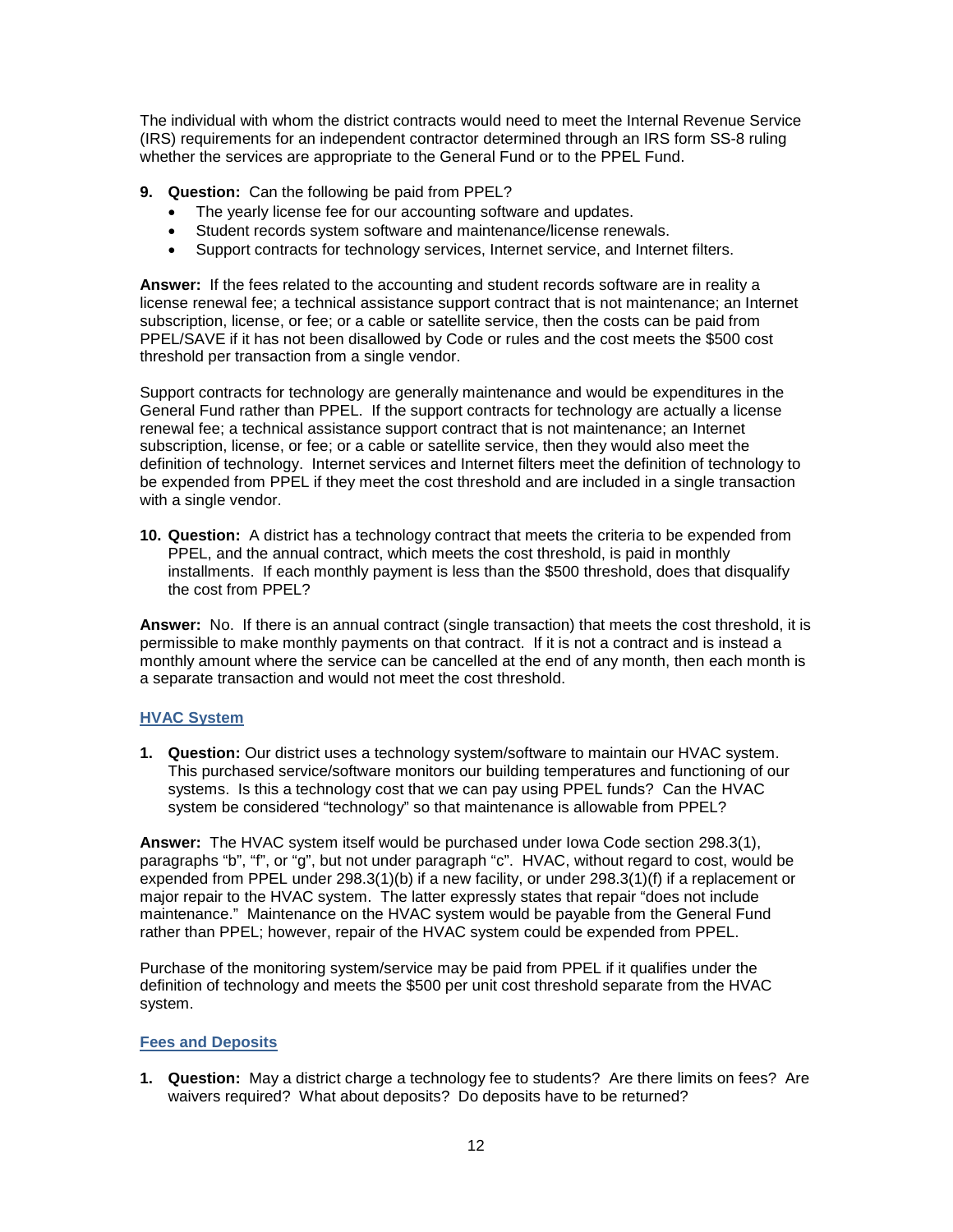The individual with whom the district contracts would need to meet the Internal Revenue Service (IRS) requirements for an independent contractor determined through an IRS form SS-8 ruling whether the services are appropriate to the General Fund or to the PPEL Fund.

9. **Question:** Can the following be paid from PPEL?
   - The yearly license fee for our accounting software and updates.
   - Student records system software and maintenance/license renewals.
   - Support contracts for technology services, Internet service, and Internet filters.

**Answer:** If the fees related to the accounting and student records software are in reality a license renewal fee; a technical assistance support contract that is not maintenance; an Internet subscription, license, or fee; or a cable or satellite service, then the costs can be paid from PPEL/SAVE if it has not been disallowed by Code or rules and the cost meets the $500 cost threshold per transaction from a single vendor.

Support contracts for technology are generally maintenance and would be expenditures in the General Fund rather than PPEL. If the support contracts for technology are actually a license renewal fee; a technical assistance support contract that is not maintenance; an Internet subscription, license, or fee; or a cable or satellite service, then they would also meet the definition of technology. Internet services and Internet filters meet the definition of technology to be expended from PPEL if they meet the cost threshold and are included in a single transaction with a single vendor.

10. **Question:** A district has a technology contract that meets the criteria to be expended from PPEL, and the annual contract, which meets the cost threshold, is paid in monthly installments. If each monthly payment is less than the $500 threshold, does that disqualify the cost from PPEL?

**Answer:** No. If there is an annual contract (single transaction) that meets the cost threshold, it is permissible to make monthly payments on that contract. If it is not a contract and is instead a monthly amount where the service can be cancelled at the end of any month, then each month is a separate transaction and would not meet the cost threshold.

## HVAC System

1. **Question:** Our district uses a technology system/software to maintain our HVAC system. This purchased service/software monitors our building temperatures and functioning of our systems. Is this a technology cost that we can pay using PPEL funds? Can the HVAC system be considered "technology" so that maintenance is allowable from PPEL?

**Answer:** The HVAC system itself would be purchased under Iowa Code section 298.3(1), paragraphs "b", "f", or "g", but not under paragraph "c". HVAC, without regard to cost, would be expended from PPEL under 298.3(1)(b) if a new facility, or under 298.3(1)(f) if a replacement or major repair to the HVAC system. The latter expressly states that repair "does not include maintenance." Maintenance on the HVAC system would be payable from the General Fund rather than PPEL; however, repair of the HVAC system could be expended from PPEL.

Purchase of the monitoring system/service may be paid from PPEL if it qualifies under the definition of technology and meets the $500 per unit cost threshold separate from the HVAC system.

## Fees and Deposits

1. **Question:** May a district charge a technology fee to students? Are there limits on fees? Are waivers required? What about deposits? Do deposits have to be returned?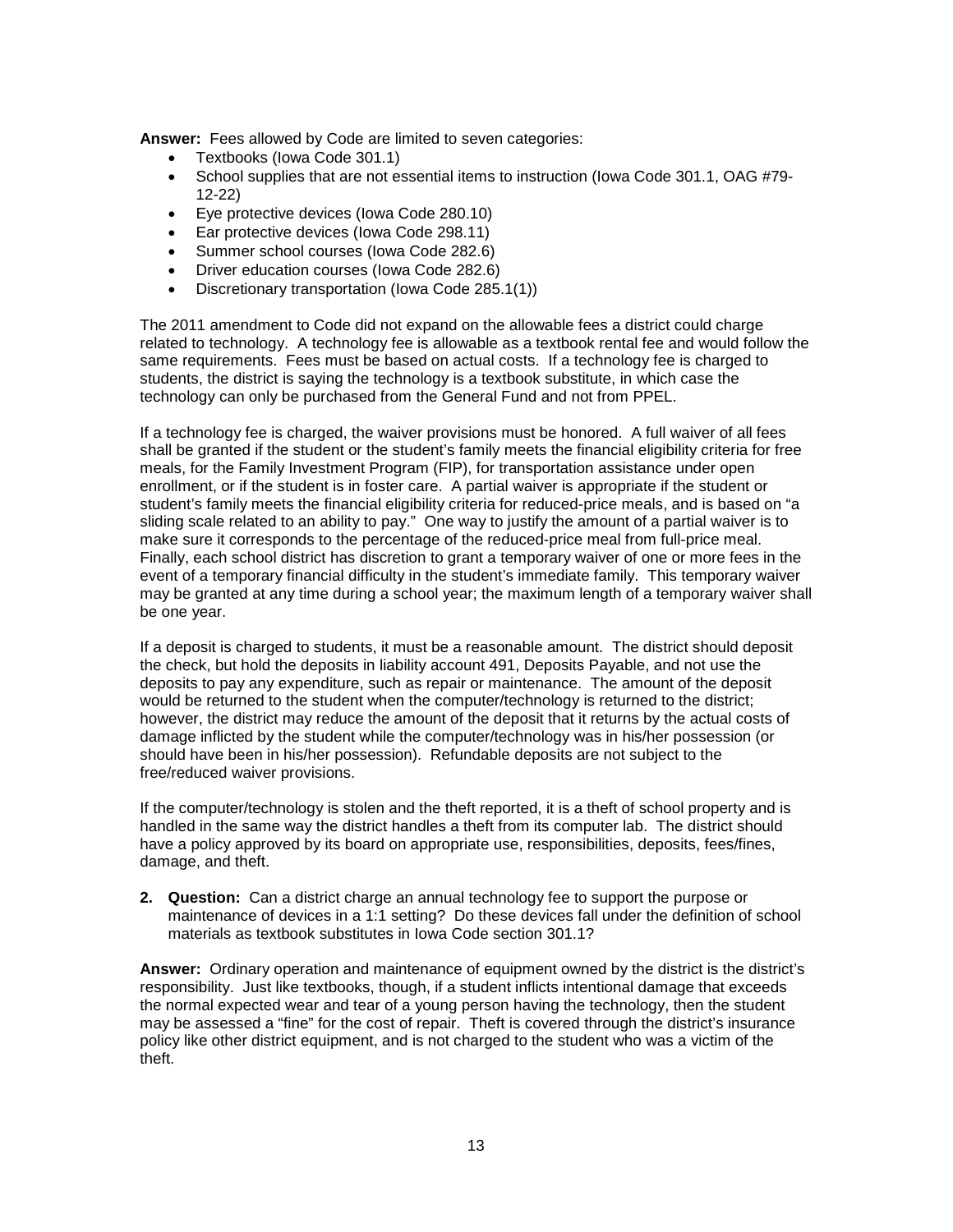**Answer:** Fees allowed by Code are limited to seven categories:

- Textbooks (Iowa Code 301.1)
- School supplies that are not essential items to instruction (Iowa Code 301.1, OAG #79-12-22)
- Eye protective devices (Iowa Code 280.10)
- Ear protective devices (Iowa Code 298.11)
- Summer school courses (Iowa Code 282.6)
- Driver education courses (Iowa Code 282.6)
- Discretionary transportation (Iowa Code 285.1(1))

The 2011 amendment to Code did not expand on the allowable fees a district could charge related to technology. A technology fee is allowable as a textbook rental fee and would follow the same requirements. Fees must be based on actual costs. If a technology fee is charged to students, the district is saying the technology is a textbook substitute, in which case the technology can only be purchased from the General Fund and not from PPEL.

If a technology fee is charged, the waiver provisions must be honored. A full waiver of all fees shall be granted if the student or the student's family meets the financial eligibility criteria for free meals, for the Family Investment Program (FIP), for transportation assistance under open enrollment, or if the student is in foster care. A partial waiver is appropriate if the student or student's family meets the financial eligibility criteria for reduced-price meals, and is based on "a sliding scale related to an ability to pay." One way to justify the amount of a partial waiver is to make sure it corresponds to the percentage of the reduced-price meal from full-price meal. Finally, each school district has discretion to grant a temporary waiver of one or more fees in the event of a temporary financial difficulty in the student's immediate family. This temporary waiver may be granted at any time during a school year; the maximum length of a temporary waiver shall be one year.

If a deposit is charged to students, it must be a reasonable amount. The district should deposit the check, but hold the deposits in liability account 491, Deposits Payable, and not use the deposits to pay any expenditure, such as repair or maintenance. The amount of the deposit would be returned to the student when the computer/technology is returned to the district; however, the district may reduce the amount of the deposit that it returns by the actual costs of damage inflicted by the student while the computer/technology was in his/her possession (or should have been in his/her possession). Refundable deposits are not subject to the free/reduced waiver provisions.

If the computer/technology is stolen and the theft reported, it is a theft of school property and is handled in the same way the district handles a theft from its computer lab. The district should have a policy approved by its board on appropriate use, responsibilities, deposits, fees/fines, damage, and theft.

2. **Question:** Can a district charge an annual technology fee to support the purpose or maintenance of devices in a 1:1 setting? Do these devices fall under the definition of school materials as textbook substitutes in Iowa Code section 301.1?

**Answer:** Ordinary operation and maintenance of equipment owned by the district is the district's responsibility. Just like textbooks, though, if a student inflicts intentional damage that exceeds the normal expected wear and tear of a young person having the technology, then the student may be assessed a "fine" for the cost of repair. Theft is covered through the district's insurance policy like other district equipment, and is not charged to the student who was a victim of the theft.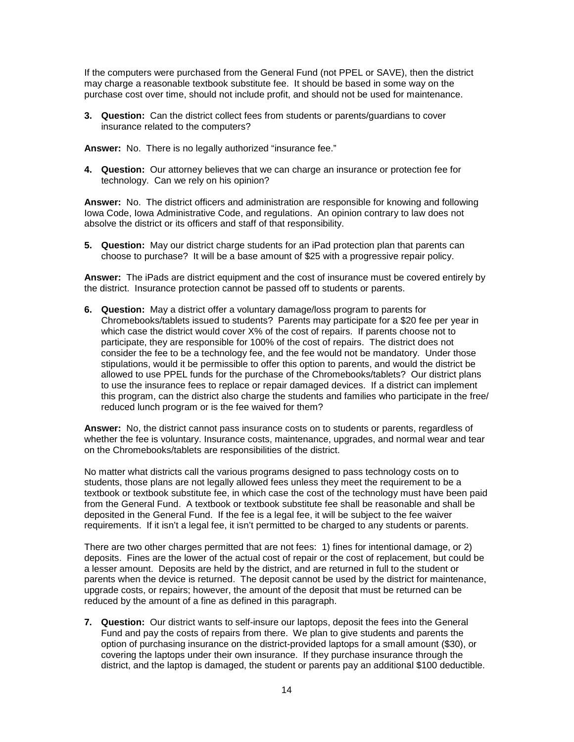If the computers were purchased from the General Fund (not PPEL or SAVE), then the district may charge a reasonable textbook substitute fee. It should be based in some way on the purchase cost over time, should not include profit, and should not be used for maintenance.

3. **Question:** Can the district collect fees from students or parents/guardians to cover insurance related to the computers?

**Answer:** No. There is no legally authorized "insurance fee."

4. **Question:** Our attorney believes that we can charge an insurance or protection fee for technology. Can we rely on his opinion?

**Answer:** No. The district officers and administration are responsible for knowing and following Iowa Code, Iowa Administrative Code, and regulations. An opinion contrary to law does not absolve the district or its officers and staff of that responsibility.

5. **Question:** May our district charge students for an iPad protection plan that parents can choose to purchase? It will be a base amount of $25 with a progressive repair policy.

**Answer:** The iPads are district equipment and the cost of insurance must be covered entirely by the district. Insurance protection cannot be passed off to students or parents.

6. **Question:** May a district offer a voluntary damage/loss program to parents for Chromebooks/tablets issued to students? Parents may participate for a $20 fee per year in which case the district would cover X% of the cost of repairs. If parents choose not to participate, they are responsible for 100% of the cost of repairs. The district does not consider the fee to be a technology fee, and the fee would not be mandatory. Under those stipulations, would it be permissible to offer this option to parents, and would the district be allowed to use PPEL funds for the purchase of the Chromebooks/tablets? Our district plans to use the insurance fees to replace or repair damaged devices. If a district can implement this program, can the district also charge the students and families who participate in the free/ reduced lunch program or is the fee waived for them?

**Answer:** No, the district cannot pass insurance costs on to students or parents, regardless of whether the fee is voluntary. Insurance costs, maintenance, upgrades, and normal wear and tear on the Chromebooks/tablets are responsibilities of the district.

No matter what districts call the various programs designed to pass technology costs on to students, those plans are not legally allowed fees unless they meet the requirement to be a textbook or textbook substitute fee, in which case the cost of the technology must have been paid from the General Fund. A textbook or textbook substitute fee shall be reasonable and shall be deposited in the General Fund. If the fee is a legal fee, it will be subject to the fee waiver requirements. If it isn't a legal fee, it isn't permitted to be charged to any students or parents.

There are two other charges permitted that are not fees: 1) fines for intentional damage, or 2) deposits. Fines are the lower of the actual cost of repair or the cost of replacement, but could be a lesser amount. Deposits are held by the district, and are returned in full to the student or parents when the device is returned. The deposit cannot be used by the district for maintenance, upgrade costs, or repairs; however, the amount of the deposit that must be returned can be reduced by the amount of a fine as defined in this paragraph.

7. **Question:** Our district wants to self-insure our laptops, deposit the fees into the General Fund and pay the costs of repairs from there. We plan to give students and parents the option of purchasing insurance on the district-provided laptops for a small amount ($30), or covering the laptops under their own insurance. If they purchase insurance through the district, and the laptop is damaged, the student or parents pay an additional $100 deductible.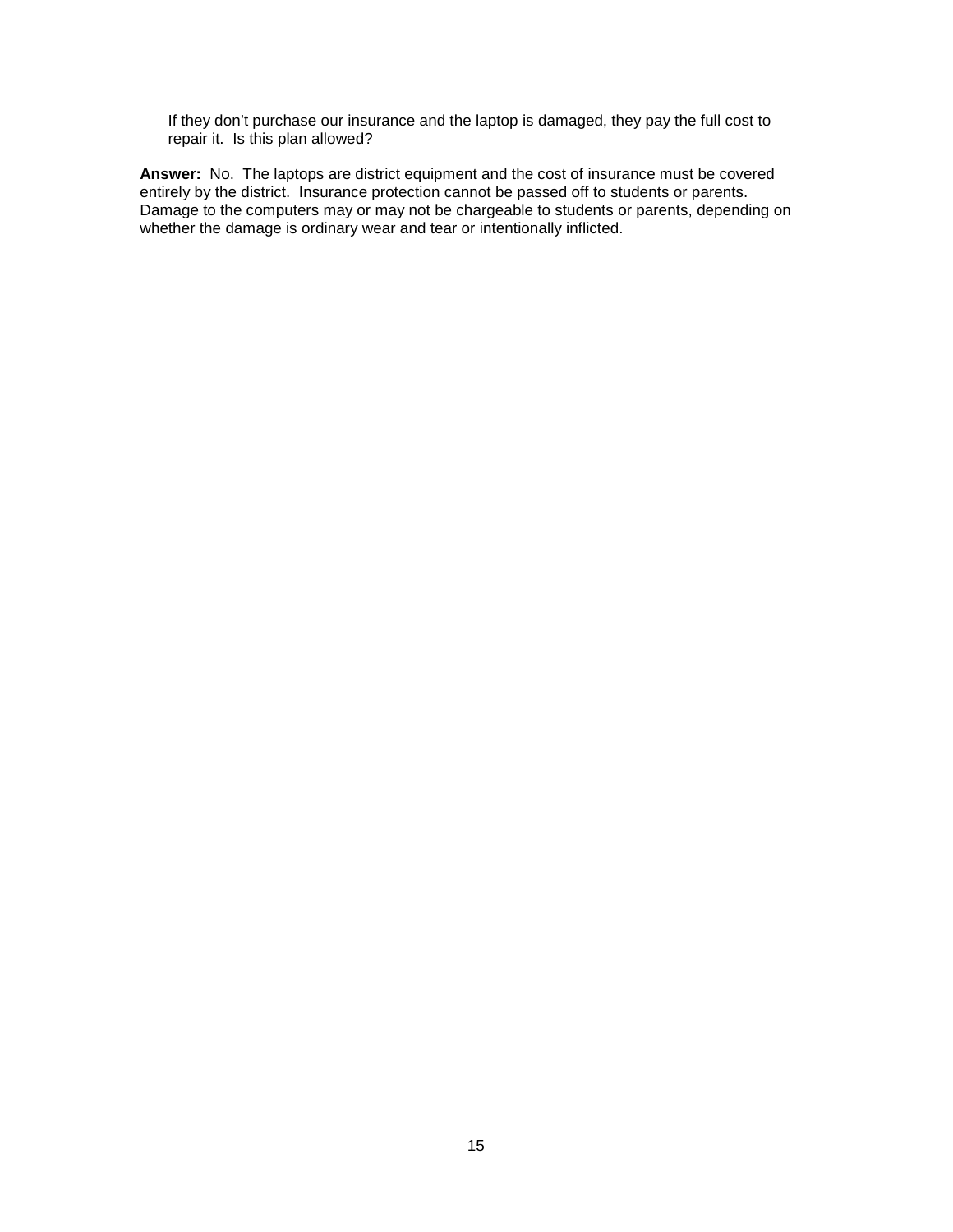If they don't purchase our insurance and the laptop is damaged, they pay the full cost to repair it. Is this plan allowed?

**Answer:** No. The laptops are district equipment and the cost of insurance must be covered entirely by the district. Insurance protection cannot be passed off to students or parents. Damage to the computers may or may not be chargeable to students or parents, depending on whether the damage is ordinary wear and tear or intentionally inflicted.